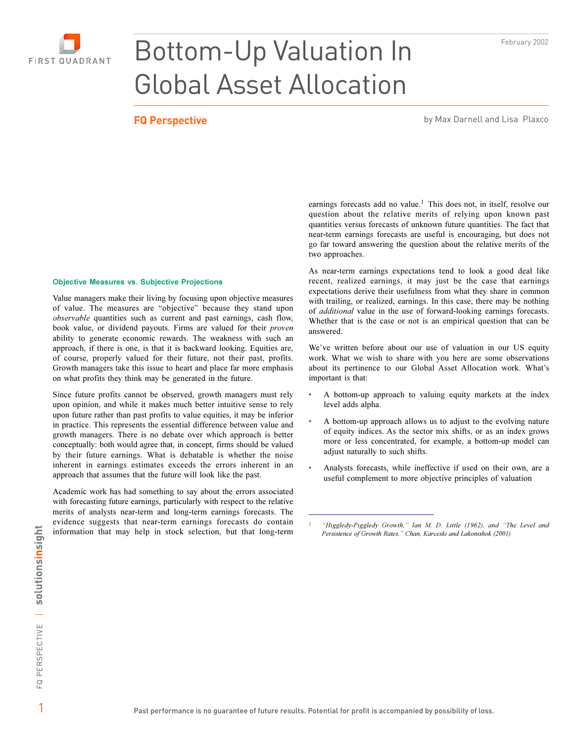# Bottom-Up Valuation In Global Asset Allocation

February 2002

**FQ Perspective**

by Max Darnell and Lisa Plaxco

### Objective Measures vs. Subjective Projections

Value managers make their living by focusing upon objective measures of value. The measures are "objective" because they stand upon *observable* quantities such as current and past earnings, cash flow, book value, or dividend payouts. Firms are valued for their *proven* ability to generate economic rewards. The weakness with such an approach, if there is one, is that it is backward looking. Equities are, of course, properly valued for their future, not their past, profits. Growth managers take this issue to heart and place far more emphasis on what profits they think may be generated in the future.

Since future profits cannot be observed, growth managers must rely upon opinion, and while it makes much better intuitive sense to rely upon future rather than past profits to value equities, it may be inferior in practice. This represents the essential difference between value and growth managers. There is no debate over which approach is better conceptually: both would agree that, in concept, firms should be valued by their future earnings. What is debatable is whether the noise inherent in earnings estimates exceeds the errors inherent in an approach that assumes that the future will look like the past.

Academic work has had something to say about the errors associated with forecasting future earnings, particularly with respect to the relative merits of analysts near-term and long-term earnings forecasts. The evidence suggests that near-term earnings forecasts do contain information that may help in stock selection, but that long-term earnings forecasts add no value.[1] This does not, in itself, resolve our question about the relative merits of relying upon known past quantities versus forecasts of unknown future quantities. The fact that near-term earnings forecasts are useful is encouraging, but does not go far toward answering the question about the relative merits of the two approaches.

As near-term earnings expectations tend to look a good deal like recent, realized earnings, it may just be the case that earnings expectations derive their usefulness from what they share in common with trailing, or realized, earnings. In this case, there may be nothing of *additional* value in the use of forward-looking earnings forecasts. Whether that is the case or not is an empirical question that can be answered.

We've written before about our use of valuation in our US equity work. What we wish to share with you here are some observations about its pertinence to our Global Asset Allocation work. What's important is that:

- A bottom-up approach to valuing equity markets at the index level adds alpha.
- A bottom-up approach allows us to adjust to the evolving nature of equity indices. As the sector mix shifts, or as an index grows more or less concentrated, for example, a bottom-up model can adjust naturally to such shifts.
- Analysts forecasts, while ineffective if used on their own, are a useful complement to more objective principles of valuation

---

[1] *"Higgledy-Piggledy Growth," Ian M. D. Little (1962), and "The Level and Persistence of Growth Rates," Chan, Karceski and Lakonishok (2001)*

Past performance is no guarantee of future results. Potential for profit is accompanied by possibility of loss.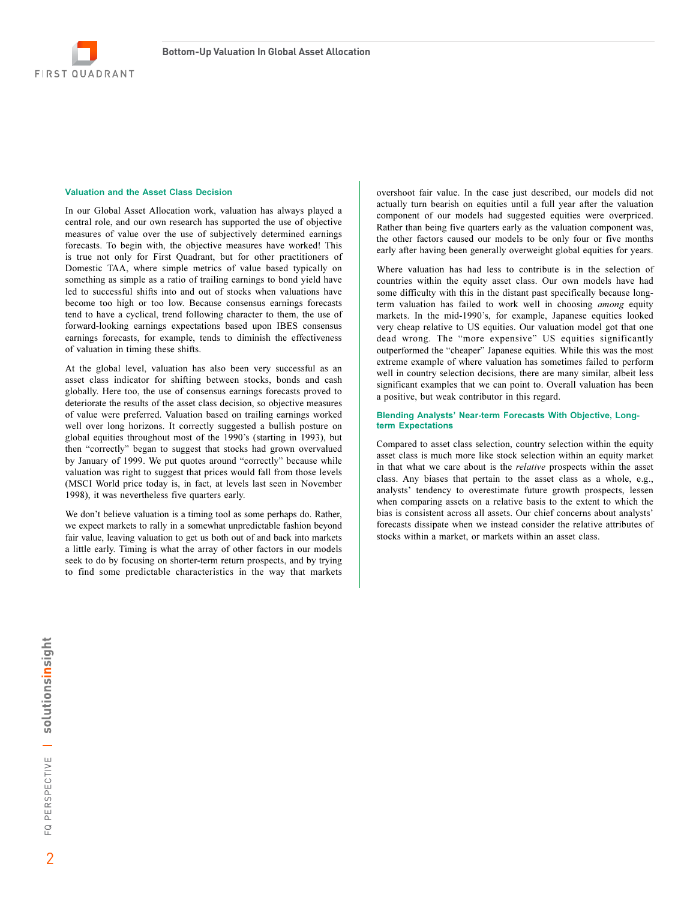## Valuation and the Asset Class Decision

In our Global Asset Allocation work, valuation has always played a central role, and our own research has supported the use of objective measures of value over the use of subjectively determined earnings forecasts. To begin with, the objective measures have worked! This is true not only for First Quadrant, but for other practitioners of Domestic TAA, where simple metrics of value based typically on something as simple as a ratio of trailing earnings to bond yield have led to successful shifts into and out of stocks when valuations have become too high or too low. Because consensus earnings forecasts tend to have a cyclical, trend following character to them, the use of forward-looking earnings expectations based upon IBES consensus earnings forecasts, for example, tends to diminish the effectiveness of valuation in timing these shifts.

At the global level, valuation has also been very successful as an asset class indicator for shifting between stocks, bonds and cash globally. Here too, the use of consensus earnings forecasts proved to deteriorate the results of the asset class decision, so objective measures of value were preferred. Valuation based on trailing earnings worked well over long horizons. It correctly suggested a bullish posture on global equities throughout most of the 1990's (starting in 1993), but then "correctly" began to suggest that stocks had grown overvalued by January of 1999. We put quotes around "correctly" because while valuation was right to suggest that prices would fall from those levels (MSCI World price today is, in fact, at levels last seen in November 1998), it was nevertheless five quarters early.

We don't believe valuation is a timing tool as some perhaps do. Rather, we expect markets to rally in a somewhat unpredictable fashion beyond fair value, leaving valuation to get us both out of and back into markets a little early. Timing is what the array of other factors in our models seek to do by focusing on shorter-term return prospects, and by trying to find some predictable characteristics in the way that markets overshoot fair value. In the case just described, our models did not actually turn bearish on equities until a full year after the valuation component of our models had suggested equities were overpriced. Rather than being five quarters early as the valuation component was, the other factors caused our models to be only four or five months early after having been generally overweight global equities for years.

Where valuation has had less to contribute is in the selection of countries within the equity asset class. Our own models have had some difficulty with this in the distant past specifically because long-term valuation has failed to work well in choosing *among* equity markets. In the mid-1990's, for example, Japanese equities looked very cheap relative to US equities. Our valuation model got that one dead wrong. The "more expensive" US equities significantly outperformed the "cheaper" Japanese equities. While this was the most extreme example of where valuation has sometimes failed to perform well in country selection decisions, there are many similar, albeit less significant examples that we can point to. Overall valuation has been a positive, but weak contributor in this regard.

## Blending Analysts' Near-term Forecasts With Objective, Long-term Expectations

Compared to asset class selection, country selection within the equity asset class is much more like stock selection within an equity market in that what we care about is the *relative* prospects within the asset class. Any biases that pertain to the asset class as a whole, e.g., analysts' tendency to overestimate future growth prospects, lessen when comparing assets on a relative basis to the extent to which the bias is consistent across all assets. Our chief concerns about analysts' forecasts dissipate when we instead consider the relative attributes of stocks within a market, or markets within an asset class.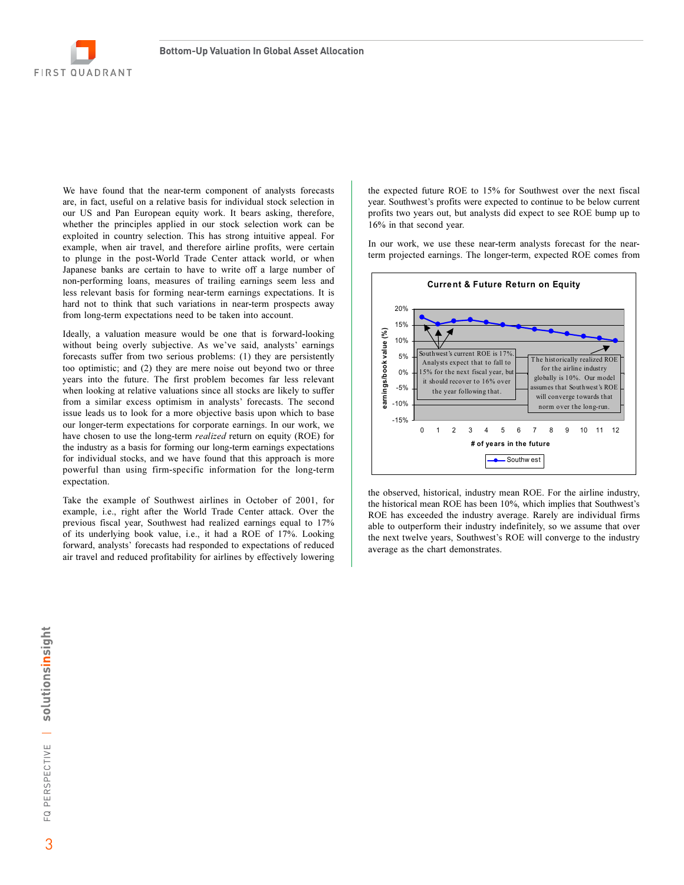We have found that the near-term component of analysts forecasts are, in fact, useful on a relative basis for individual stock selection in our US and Pan European equity work. It bears asking, therefore, whether the principles applied in our stock selection work can be exploited in country selection. This has strong intuitive appeal. For example, when air travel, and therefore airline profits, were certain to plunge in the post-World Trade Center attack world, or when Japanese banks are certain to have to write off a large number of non-performing loans, measures of trailing earnings seem less and less relevant basis for forming near-term earnings expectations. It is hard not to think that such variations in near-term prospects away from long-term expectations need to be taken into account.

Ideally, a valuation measure would be one that is forward-looking without being overly subjective. As we've said, analysts' earnings forecasts suffer from two serious problems: (1) they are persistently too optimistic; and (2) they are mere noise out beyond two or three years into the future. The first problem becomes far less relevant when looking at relative valuations since all stocks are likely to suffer from a similar excess optimism in analysts' forecasts. The second issue leads us to look for a more objective basis upon which to base our longer-term expectations for corporate earnings. In our work, we have chosen to use the long-term *realized* return on equity (ROE) for the industry as a basis for forming our long-term earnings expectations for individual stocks, and we have found that this approach is more powerful than using firm-specific information for the long-term expectation.

Take the example of Southwest airlines in October of 2001, for example, i.e., right after the World Trade Center attack. Over the previous fiscal year, Southwest had realized earnings equal to 17% of its underlying book value, i.e., it had a ROE of 17%. Looking forward, analysts' forecasts had responded to expectations of reduced air travel and reduced profitability for airlines by effectively lowering the expected future ROE to 15% for Southwest over the next fiscal year. Southwest's profits were expected to continue to be below current profits two years out, but analysts did expect to see ROE bump up to 16% in that second year.

In our work, we use these near-term analysts forecast for the near-term projected earnings. The longer-term, expected ROE comes from the observed, historical, industry mean ROE. For the airline industry, the historical mean ROE has been 10%, which implies that Southwest's ROE has exceeded the industry average. Rarely are individual firms able to outperform their industry indefinitely, so we assume that over the next twelve years, Southwest's ROE will converge to the industry average as the chart demonstrates.

**Current & Future Return on Equity**

- Southwest's current ROE is 17%. Analysts expect that to fall to 15% for the next fiscal year, but it should recover to 16% over the year following that.
- The historically realized ROE for the airline industry globally is 10%. Our model assumes that Southwest's ROE will converge towards that norm over the long-run.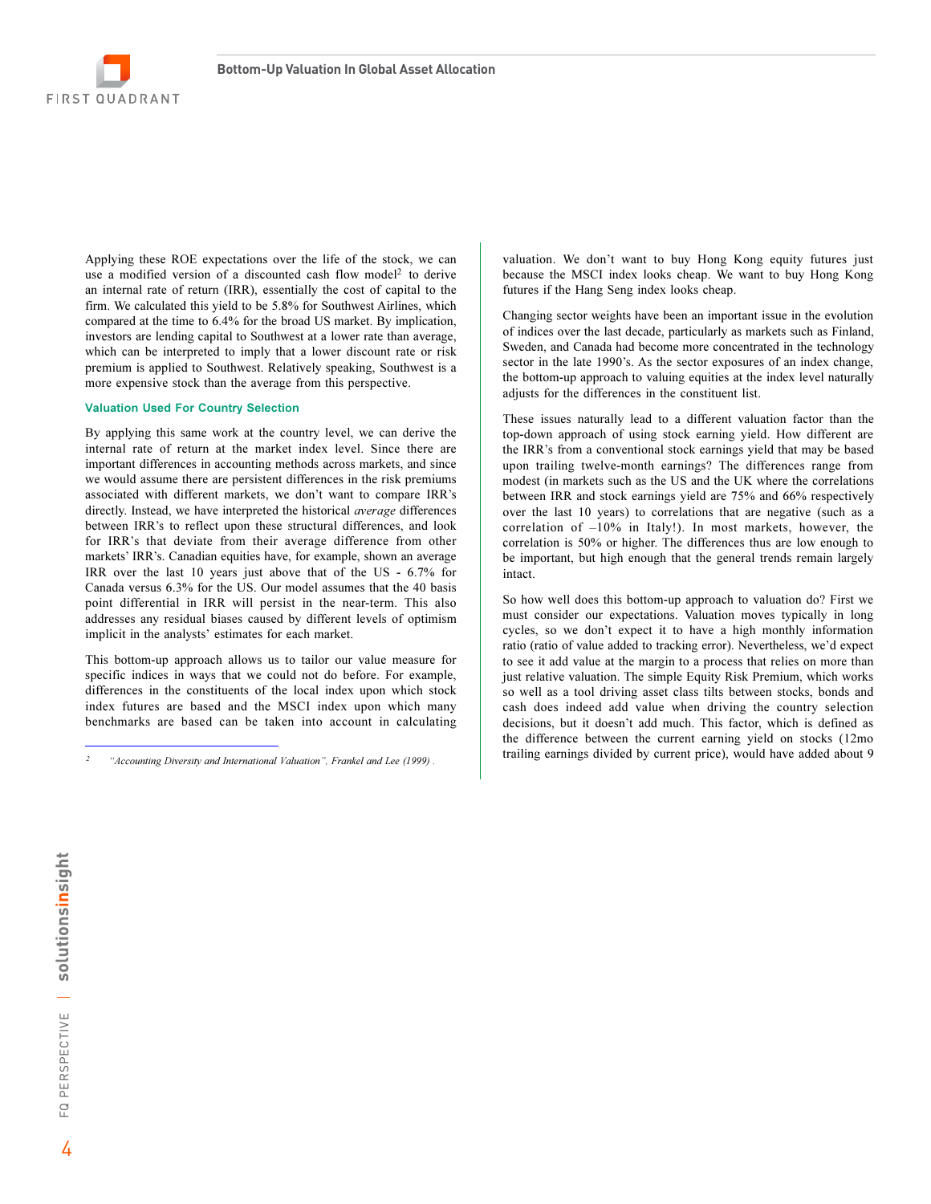Applying these ROE expectations over the life of the stock, we can use a modified version of a discounted cash flow model[2] to derive an internal rate of return (IRR), essentially the cost of capital to the firm. We calculated this yield to be 5.8% for Southwest Airlines, which compared at the time to 6.4% for the broad US market. By implication, investors are lending capital to Southwest at a lower rate than average, which can be interpreted to imply that a lower discount rate or risk premium is applied to Southwest. Relatively speaking, Southwest is a more expensive stock than the average from this perspective.

### Valuation Used For Country Selection

By applying this same work at the country level, we can derive the internal rate of return at the market index level. Since there are important differences in accounting methods across markets, and since we would assume there are persistent differences in the risk premiums associated with different markets, we don't want to compare IRR's directly. Instead, we have interpreted the historical *average* differences between IRR's to reflect upon these structural differences, and look for IRR's that deviate from their average difference from other markets' IRR's. Canadian equities have, for example, shown an average IRR over the last 10 years just above that of the US - 6.7% for Canada versus 6.3% for the US. Our model assumes that the 40 basis point differential in IRR will persist in the near-term. This also addresses any residual biases caused by different levels of optimism implicit in the analysts' estimates for each market.

This bottom-up approach allows us to tailor our value measure for specific indices in ways that we could not do before. For example, differences in the constituents of the local index upon which stock index futures are based and the MSCI index upon which many benchmarks are based can be taken into account in calculating valuation. We don't want to buy Hong Kong equity futures just because the MSCI index looks cheap. We want to buy Hong Kong futures if the Hang Seng index looks cheap.

Changing sector weights have been an important issue in the evolution of indices over the last decade, particularly as markets such as Finland, Sweden, and Canada had become more concentrated in the technology sector in the late 1990's. As the sector exposures of an index change, the bottom-up approach to valuing equities at the index level naturally adjusts for the differences in the constituent list.

These issues naturally lead to a different valuation factor than the top-down approach of using stock earning yield. How different are the IRR's from a conventional stock earnings yield that may be based upon trailing twelve-month earnings? The differences range from modest (in markets such as the US and the UK where the correlations between IRR and stock earnings yield are 75% and 66% respectively over the last 10 years) to correlations that are negative (such as a correlation of –10% in Italy!). In most markets, however, the correlation is 50% or higher. The differences thus are low enough to be important, but high enough that the general trends remain largely intact.

So how well does this bottom-up approach to valuation do? First we must consider our expectations. Valuation moves typically in long cycles, so we don't expect it to have a high monthly information ratio (ratio of value added to tracking error). Nevertheless, we'd expect to see it add value at the margin to a process that relies on more than just relative valuation. The simple Equity Risk Premium, which works so well as a tool driving asset class tilts between stocks, bonds and cash does indeed add value when driving the country selection decisions, but it doesn't add much. This factor, which is defined as the difference between the current earning yield on stocks (12mo trailing earnings divided by current price), would have added about 9

---

[2] *"Accounting Diversity and International Valuation", Frankel and Lee (1999).*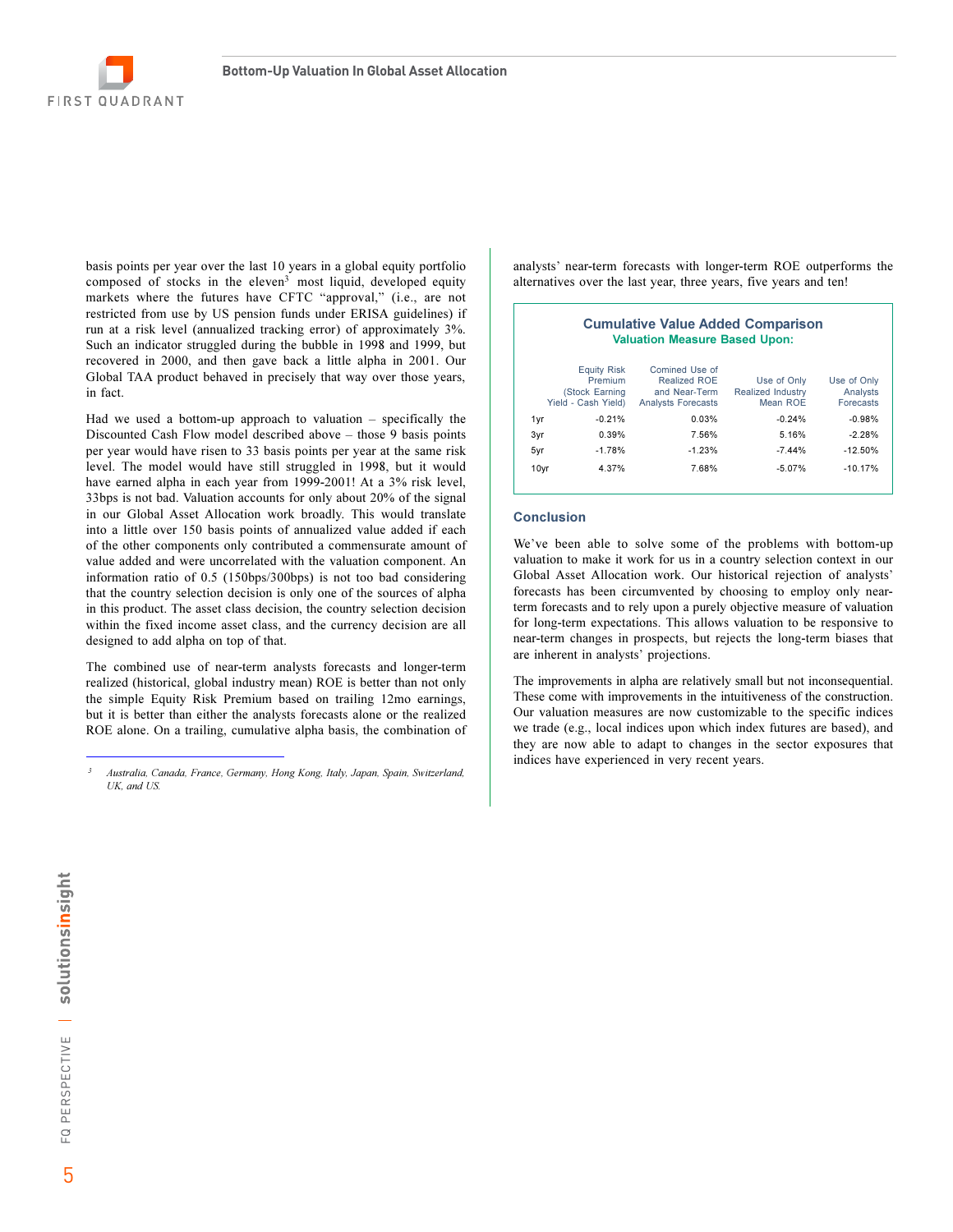basis points per year over the last 10 years in a global equity portfolio composed of stocks in the eleven[3] most liquid, developed equity markets where the futures have CFTC "approval," (i.e., are not restricted from use by US pension funds under ERISA guidelines) if run at a risk level (annualized tracking error) of approximately 3%. Such an indicator struggled during the bubble in 1998 and 1999, but recovered in 2000, and then gave back a little alpha in 2001. Our Global TAA product behaved in precisely that way over those years, in fact.

Had we used a bottom-up approach to valuation – specifically the Discounted Cash Flow model described above – those 9 basis points per year would have risen to 33 basis points per year at the same risk level. The model would have still struggled in 1998, but it would have earned alpha in each year from 1999-2001! At a 3% risk level, 33bps is not bad. Valuation accounts for only about 20% of the signal in our Global Asset Allocation work broadly. This would translate into a little over 150 basis points of annualized value added if each of the other components only contributed a commensurate amount of value added and were uncorrelated with the valuation component. An information ratio of 0.5 (150bps/300bps) is not too bad considering that the country selection decision is only one of the sources of alpha in this product. The asset class decision, the country selection decision within the fixed income asset class, and the currency decision are all designed to add alpha on top of that.

The combined use of near-term analysts forecasts and longer-term realized (historical, global industry mean) ROE is better than not only the simple Equity Risk Premium based on trailing 12mo earnings, but it is better than either the analysts forecasts alone or the realized ROE alone. On a trailing, cumulative alpha basis, the combination of analysts' near-term forecasts with longer-term ROE outperforms the alternatives over the last year, three years, five years and ten!

[3] *Australia, Canada, France, Germany, Hong Kong, Italy, Japan, Spain, Switzerland, UK, and US.*

**Cumulative Value Added Comparison**
**Valuation Measure Based Upon:**

| | Equity Risk Premium (Stock Earning Yield - Cash Yield) | Comined Use of Realized ROE and Near-Term Analysts Forecasts | Use of Only Realized Industry Mean ROE | Use of Only Analysts Forecasts |
|---|---|---|---|---|
| 1yr | -0.21% | 0.03% | -0.24% | -0.98% |
| 3yr | 0.39% | 7.56% | 5.16% | -2.28% |
| 5yr | -1.78% | -1.23% | -7.44% | -12.50% |
| 10yr | 4.37% | 7.68% | -5.07% | -10.17% |

### Conclusion

We've been able to solve some of the problems with bottom-up valuation to make it work for us in a country selection context in our Global Asset Allocation work. Our historical rejection of analysts' forecasts has been circumvented by choosing to employ only near-term forecasts and to rely upon a purely objective measure of valuation for long-term expectations. This allows valuation to be responsive to near-term changes in prospects, but rejects the long-term biases that are inherent in analysts' projections.

The improvements in alpha are relatively small but not inconsequential. These come with improvements in the intuitiveness of the construction. Our valuation measures are now customizable to the specific indices we trade (e.g., local indices upon which index futures are based), and they are now able to adapt to changes in the sector exposures that indices have experienced in very recent years.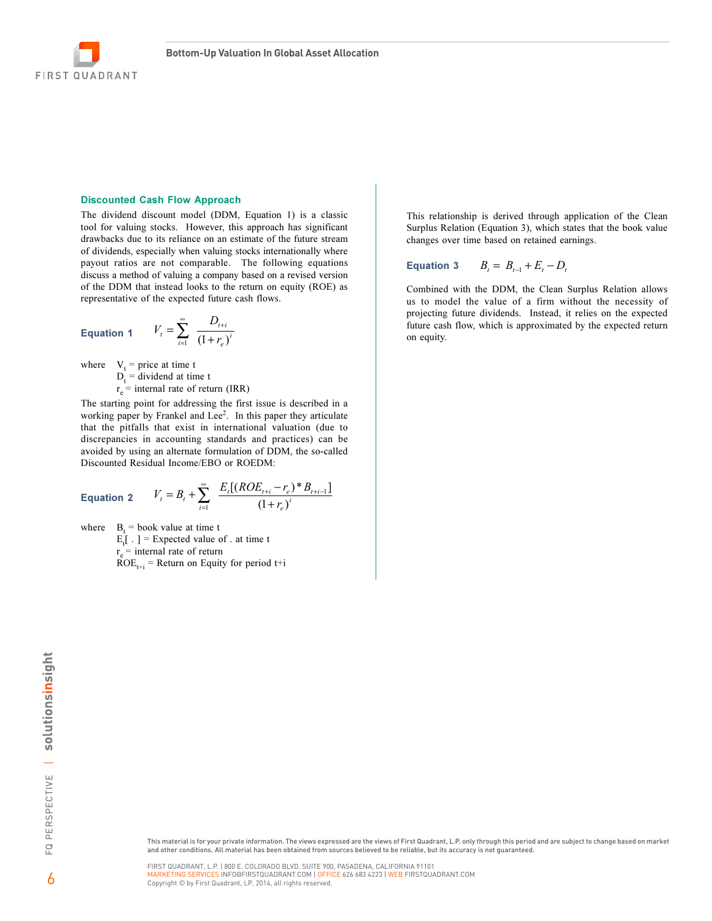### Discounted Cash Flow Approach

The dividend discount model (DDM, Equation 1) is a classic tool for valuing stocks. However, this approach has significant drawbacks due to its reliance on an estimate of the future stream of dividends, especially when valuing stocks internationally where payout ratios are not comparable. The following equations discuss a method of valuing a company based on a revised version of the DDM that instead looks to the return on equity (ROE) as representative of the expected future cash flows.

**Equation 1**

$$V_t = \sum_{i=1}^{\infty} \frac{D_{t+i}}{(1+r_e)^i}$$

where $V_t$ = price at time t
$D_t$ = dividend at time t
$r_e$ = internal rate of return (IRR)

The starting point for addressing the first issue is described in a working paper by Frankel and Lee[2]. In this paper they articulate that the pitfalls that exist in international valuation (due to discrepancies in accounting standards and practices) can be avoided by using an alternate formulation of DDM, the so-called Discounted Residual Income/EBO or ROEDM:

**Equation 2**

$$V_t = B_t + \sum_{i=1}^{\infty} \frac{E_t[(ROE_{t+i} - r_e) * B_{t+i-1}]}{(1+r_e)^i}$$

where $B_t$ = book value at time t
$E_t[\ .\ ]$ = Expected value of . at time t
$r_e$ = internal rate of return
$ROE_{t+i}$ = Return on Equity for period t+i

This relationship is derived through application of the Clean Surplus Relation (Equation 3), which states that the book value changes over time based on retained earnings.

**Equation 3**

$$B_t = B_{t-1} + E_t - D_t$$

Combined with the DDM, the Clean Surplus Relation allows us to model the value of a firm without the necessity of projecting future dividends. Instead, it relies on the expected future cash flow, which is approximated by the expected return on equity.

This material is for your private information. The views expressed are the views of First Quadrant, L.P. only through this period and are subject to change based on market and other conditions. All material has been obtained from sources believed to be reliable, but its accuracy is not guaranteed.

FIRST QUADRANT, L.P. | 800 E. COLORADO BLVD. SUITE 900, PASADENA, CALIFORNIA 91101
MARKETING SERVICES INFO@FIRSTQUADRANT.COM | OFFICE 626 683 4223 | WEB FIRSTQUADRANT.COM
Copyright © by First Quadrant, LP, 2014, all rights reserved.